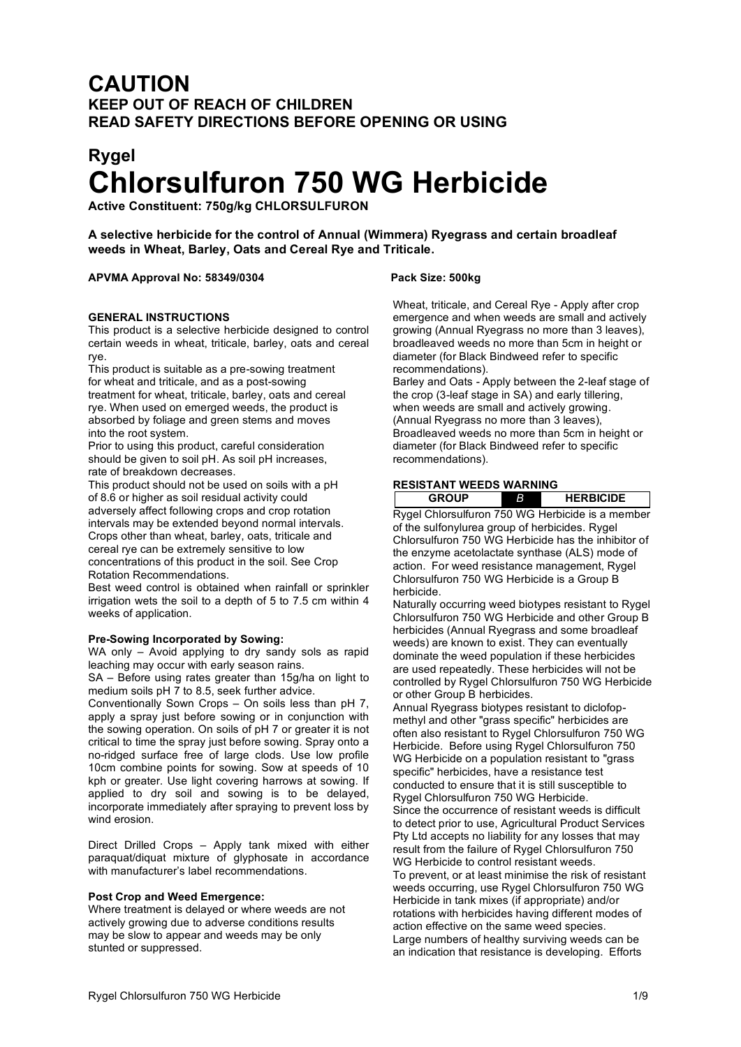# CAUTION

## KEEP OUT OF REACH OF CHILDREN
## READ SAFETY DIRECTIONS BEFORE OPENING OR USING

## Rygel

# Chlorsulfuron 750 WG Herbicide

**Active Constituent: 750g/kg CHLORSULFURON**

**A selective herbicide for the control of Annual (Wimmera) Ryegrass and certain broadleaf weeds in Wheat, Barley, Oats and Cereal Rye and Triticale.**

**APVMA Approval No: 58349/0304**

**Pack Size: 500kg**

### GENERAL INSTRUCTIONS

This product is a selective herbicide designed to control certain weeds in wheat, triticale, barley, oats and cereal rye.

This product is suitable as a pre-sowing treatment for wheat and triticale, and as a post-sowing treatment for wheat, triticale, barley, oats and cereal rye. When used on emerged weeds, the product is absorbed by foliage and green stems and moves into the root system.

Prior to using this product, careful consideration should be given to soil pH. As soil pH increases, rate of breakdown decreases.

This product should not be used on soils with a pH of 8.6 or higher as soil residual activity could adversely affect following crops and crop rotation intervals may be extended beyond normal intervals. Crops other than wheat, barley, oats, triticale and cereal rye can be extremely sensitive to low concentrations of this product in the soil. See Crop Rotation Recommendations.

Best weed control is obtained when rainfall or sprinkler irrigation wets the soil to a depth of 5 to 7.5 cm within 4 weeks of application.

#### Pre-Sowing Incorporated by Sowing:

WA only – Avoid applying to dry sandy sols as rapid leaching may occur with early season rains.

SA – Before using rates greater than 15g/ha on light to medium soils pH 7 to 8.5, seek further advice.

Conventionally Sown Crops – On soils less than pH 7, apply a spray just before sowing or in conjunction with the sowing operation. On soils of pH 7 or greater it is not critical to time the spray just before sowing. Spray onto a no-ridged surface free of large clods. Use low profile 10cm combine points for sowing. Sow at speeds of 10 kph or greater. Use light covering harrows at sowing. If applied to dry soil and sowing is to be delayed, incorporate immediately after spraying to prevent loss by wind erosion.

Direct Drilled Crops – Apply tank mixed with either paraquat/diquat mixture of glyphosate in accordance with manufacturer's label recommendations.

#### Post Crop and Weed Emergence:

Where treatment is delayed or where weeds are not actively growing due to adverse conditions results may be slow to appear and weeds may be only stunted or suppressed.

Wheat, triticale, and Cereal Rye - Apply after crop emergence and when weeds are small and actively growing (Annual Ryegrass no more than 3 leaves), broadleaved weeds no more than 5cm in height or diameter (for Black Bindweed refer to specific recommendations).

Barley and Oats - Apply between the 2-leaf stage of the crop (3-leaf stage in SA) and early tillering, when weeds are small and actively growing. (Annual Ryegrass no more than 3 leaves), Broadleaved weeds no more than 5cm in height or diameter (for Black Bindweed refer to specific recommendations).

### RESISTANT WEEDS WARNING

| GROUP | *B* | HERBICIDE |
|---|---|---|

Rygel Chlorsulfuron 750 WG Herbicide is a member of the sulfonylurea group of herbicides. Rygel Chlorsulfuron 750 WG Herbicide has the inhibitor of the enzyme acetolactate synthase (ALS) mode of action. For weed resistance management, Rygel Chlorsulfuron 750 WG Herbicide is a Group B herbicide.

Naturally occurring weed biotypes resistant to Rygel Chlorsulfuron 750 WG Herbicide and other Group B herbicides (Annual Ryegrass and some broadleaf weeds) are known to exist. They can eventually dominate the weed population if these herbicides are used repeatedly. These herbicides will not be controlled by Rygel Chlorsulfuron 750 WG Herbicide or other Group B herbicides.

Annual Ryegrass biotypes resistant to diclofop-methyl and other "grass specific" herbicides are often also resistant to Rygel Chlorsulfuron 750 WG Herbicide. Before using Rygel Chlorsulfuron 750 WG Herbicide on a population resistant to "grass specific" herbicides, have a resistance test conducted to ensure that it is still susceptible to Rygel Chlorsulfuron 750 WG Herbicide.

Since the occurrence of resistant weeds is difficult to detect prior to use, Agricultural Product Services Pty Ltd accepts no liability for any losses that may result from the failure of Rygel Chlorsulfuron 750 WG Herbicide to control resistant weeds.

To prevent, or at least minimise the risk of resistant weeds occurring, use Rygel Chlorsulfuron 750 WG Herbicide in tank mixes (if appropriate) and/or rotations with herbicides having different modes of action effective on the same weed species.

Large numbers of healthy surviving weeds can be an indication that resistance is developing. Efforts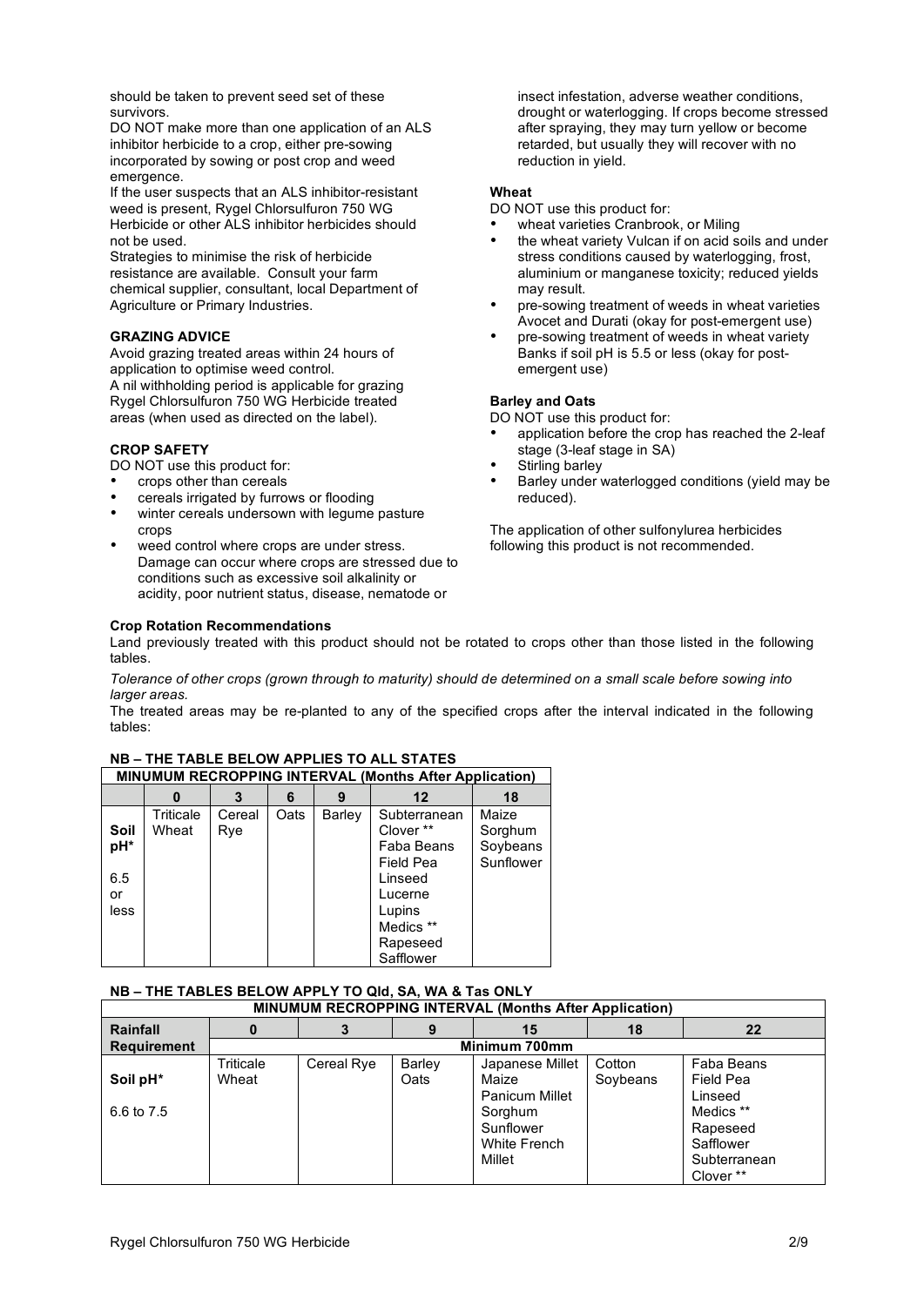should be taken to prevent seed set of these survivors.

DO NOT make more than one application of an ALS inhibitor herbicide to a crop, either pre-sowing incorporated by sowing or post crop and weed emergence.

If the user suspects that an ALS inhibitor-resistant weed is present, Rygel Chlorsulfuron 750 WG Herbicide or other ALS inhibitor herbicides should not be used.

Strategies to minimise the risk of herbicide resistance are available. Consult your farm chemical supplier, consultant, local Department of Agriculture or Primary Industries.

**GRAZING ADVICE**

Avoid grazing treated areas within 24 hours of application to optimise weed control.

A nil withholding period is applicable for grazing Rygel Chlorsulfuron 750 WG Herbicide treated areas (when used as directed on the label).

**CROP SAFETY**

DO NOT use this product for:

- crops other than cereals
- cereals irrigated by furrows or flooding
- winter cereals undersown with legume pasture crops
- weed control where crops are under stress. Damage can occur where crops are stressed due to conditions such as excessive soil alkalinity or acidity, poor nutrient status, disease, nematode or insect infestation, adverse weather conditions, drought or waterlogging. If crops become stressed after spraying, they may turn yellow or become retarded, but usually they will recover with no reduction in yield.

**Wheat**

DO NOT use this product for:

- wheat varieties Cranbrook, or Miling
- the wheat variety Vulcan if on acid soils and under stress conditions caused by waterlogging, frost, aluminium or manganese toxicity; reduced yields may result.
- pre-sowing treatment of weeds in wheat varieties Avocet and Durati (okay for post-emergent use)
- pre-sowing treatment of weeds in wheat variety Banks if soil pH is 5.5 or less (okay for post-emergent use)

**Barley and Oats**

DO NOT use this product for:

- application before the crop has reached the 2-leaf stage (3-leaf stage in SA)
- Stirling barley
- Barley under waterlogged conditions (yield may be reduced).

The application of other sulfonylurea herbicides following this product is not recommended.

**Crop Rotation Recommendations**

Land previously treated with this product should not be rotated to crops other than those listed in the following tables.

*Tolerance of other crops (grown through to maturity) should de determined on a small scale before sowing into larger areas.*

The treated areas may be re-planted to any of the specified crops after the interval indicated in the following tables:

**NB – THE TABLE BELOW APPLIES TO ALL STATES**

| MINUMUM RECROPPING INTERVAL (Months After Application) | | | | | | |
|---|---|---|---|---|---|---|
| | 0 | 3 | 6 | 9 | 12 | 18 |
| Soil pH* 6.5 or less | Triticale Wheat | Cereal Rye | Oats | Barley | Subterranean Clover ** Faba Beans Field Pea Linseed Lucerne Lupins Medics ** Rapeseed Safflower | Maize Sorghum Soybeans Sunflower |

**NB – THE TABLES BELOW APPLY TO Qld, SA, WA & Tas ONLY**

| MINUMUM RECROPPING INTERVAL (Months After Application) | | | | | | |
|---|---|---|---|---|---|---|
| Rainfall Requirement | 0 | 3 | 9 | 15 | 18 | 22 |
| | Minimum 700mm | | | | | |
| Soil pH* 6.6 to 7.5 | Triticale Wheat | Cereal Rye | Barley Oats | Japanese Millet Maize Panicum Millet Sorghum Sunflower White French Millet | Cotton Soybeans | Faba Beans Field Pea Linseed Medics ** Rapeseed Safflower Subterranean Clover ** |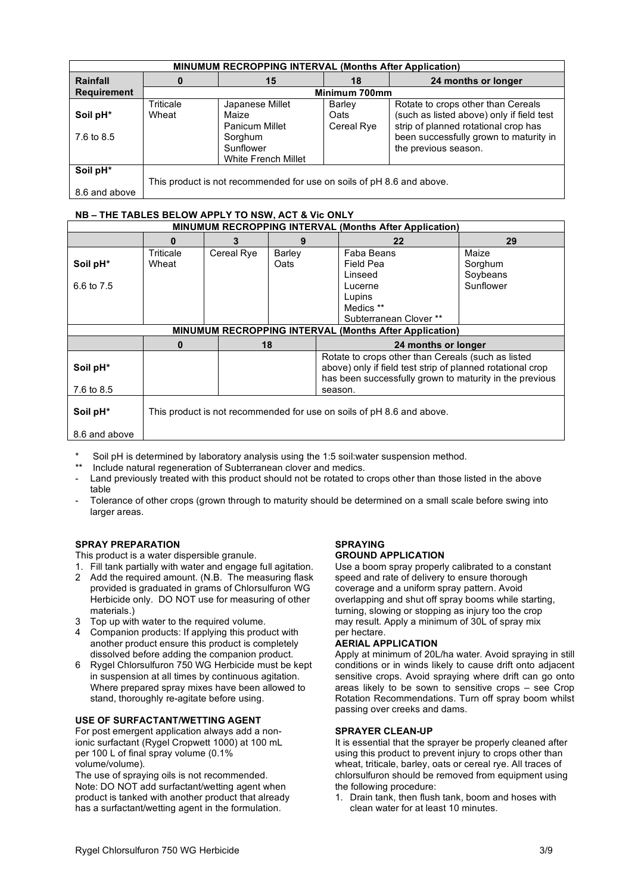| MINUMUM RECROPPING INTERVAL (Months After Application) | | | | |
|---|---|---|---|---|
| **Rainfall Requirement** | **0** | **15** | **18** | **24 months or longer** |
| | Minimum 700mm | | | |
| **Soil pH*** 7.6 to 8.5 | Triticale Wheat | Japanese Millet Maize Panicum Millet Sorghum Sunflower White French Millet | Barley Oats Cereal Rye | Rotate to crops other than Cereals (such as listed above) only if field test strip of planned rotational crop has been successfully grown to maturity in the previous season. |
| **Soil pH*** 8.6 and above | This product is not recommended for use on soils of pH 8.6 and above. | | | |

**NB – THE TABLES BELOW APPLY TO NSW, ACT & Vic ONLY**

| MINUMUM RECROPPING INTERVAL (Months After Application) | | | | | |
|---|---|---|---|---|---|
| | **0** | **3** | **9** | **22** | **29** |
| **Soil pH*** 6.6 to 7.5 | Triticale Wheat | Cereal Rye | Barley Oats | Faba Beans Field Pea Linseed Lucerne Lupins Medics ** Subterranean Clover ** | Maize Sorghum Soybeans Sunflower |

| MINUMUM RECROPPING INTERVAL (Months After Application) | | | |
|---|---|---|---|
| | **0** | **18** | **24 months or longer** |
| **Soil pH*** 7.6 to 8.5 | | | Rotate to crops other than Cereals (such as listed above) only if field test strip of planned rotational crop has been successfully grown to maturity in the previous season. |
| **Soil pH*** 8.6 and above | This product is not recommended for use on soils of pH 8.6 and above. | | |

\* Soil pH is determined by laboratory analysis using the 1:5 soil:water suspension method.

** Include natural regeneration of Subterranean clover and medics.

- Land previously treated with this product should not be rotated to crops other than those listed in the above table
- Tolerance of other crops (grown through to maturity should be determined on a small scale before swing into larger areas.

### SPRAY PREPARATION

This product is a water dispersible granule.

1. Fill tank partially with water and engage full agitation.
2. Add the required amount. (N.B. The measuring flask provided is graduated in grams of Chlorsulfuron WG Herbicide only. DO NOT use for measuring of other materials.)
3. Top up with water to the required volume.
4. Companion products: If applying this product with another product ensure this product is completely dissolved before adding the companion product.
6. Rygel Chlorsulfuron 750 WG Herbicide must be kept in suspension at all times by continuous agitation. Where prepared spray mixes have been allowed to stand, thoroughly re-agitate before using.

### USE OF SURFACTANT/WETTING AGENT

For post emergent application always add a non-ionic surfactant (Rygel Cropwett 1000) at 100 mL per 100 L of final spray volume (0.1% volume/volume).

The use of spraying oils is not recommended.

Note: DO NOT add surfactant/wetting agent when product is tanked with another product that already has a surfactant/wetting agent in the formulation.

### SPRAYING

#### GROUND APPLICATION

Use a boom spray properly calibrated to a constant speed and rate of delivery to ensure thorough coverage and a uniform spray pattern. Avoid overlapping and shut off spray booms while starting, turning, slowing or stopping as injury too the crop may result. Apply a minimum of 30L of spray mix per hectare.

#### AERIAL APPLICATION

Apply at minimum of 20L/ha water. Avoid spraying in still conditions or in winds likely to cause drift onto adjacent sensitive crops. Avoid spraying where drift can go onto areas likely to be sown to sensitive crops – see Crop Rotation Recommendations. Turn off spray boom whilst passing over creeks and dams.

### SPRAYER CLEAN-UP

It is essential that the sprayer be properly cleaned after using this product to prevent injury to crops other than wheat, triticale, barley, oats or cereal rye. All traces of chlorsulfuron should be removed from equipment using the following procedure:

1. Drain tank, then flush tank, boom and hoses with clean water for at least 10 minutes.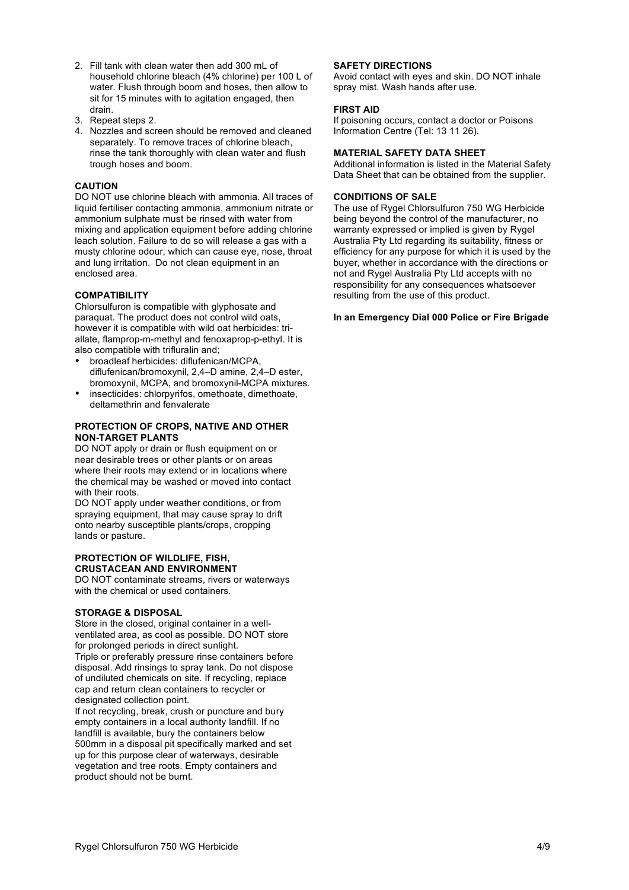2. Fill tank with clean water then add 300 mL of household chlorine bleach (4% chlorine) per 100 L of water. Flush through boom and hoses, then allow to sit for 15 minutes with agitation engaged, then drain.
3. Repeat steps 2.
4. Nozzles and screen should be removed and cleaned separately. To remove traces of chlorine bleach, rinse the tank thoroughly with clean water and flush trough hoses and boom.

**CAUTION**

DO NOT use chlorine bleach with ammonia. All traces of liquid fertiliser contacting ammonia, ammonium nitrate or ammonium sulphate must be rinsed with water from mixing and application equipment before adding chlorine leach solution. Failure to do so will release a gas with a musty chlorine odour, which can cause eye, nose, throat and lung irritation. Do not clean equipment in an enclosed area.

**COMPATIBILITY**

Chlorsulfuron is compatible with glyphosate and paraquat. The product does not control wild oats, however it is compatible with wild oat herbicides: tri-allate, flamprop-m-methyl and fenoxaprop-p-ethyl. It is also compatible with trifluralin and;

- broadleaf herbicides: diflufenican/MCPA, diflufenican/bromoxynil, 2,4–D amine, 2,4–D ester, bromoxynil, MCPA, and bromoxynil-MCPA mixtures.
- insecticides: chlorpyrifos, omethoate, dimethoate, deltamethrin and fenvalerate

**PROTECTION OF CROPS, NATIVE AND OTHER NON-TARGET PLANTS**

DO NOT apply or drain or flush equipment on or near desirable trees or other plants or on areas where their roots may extend or in locations where the chemical may be washed or moved into contact with their roots.

DO NOT apply under weather conditions, or from spraying equipment, that may cause spray to drift onto nearby susceptible plants/crops, cropping lands or pasture.

**PROTECTION OF WILDLIFE, FISH, CRUSTACEAN AND ENVIRONMENT**

DO NOT contaminate streams, rivers or waterways with the chemical or used containers.

**STORAGE & DISPOSAL**

Store in the closed, original container in a well-ventilated area, as cool as possible. DO NOT store for prolonged periods in direct sunlight.

Triple or preferably pressure rinse containers before disposal. Add rinsings to spray tank. Do not dispose of undiluted chemicals on site. If recycling, replace cap and return clean containers to recycler or designated collection point.

If not recycling, break, crush or puncture and bury empty containers in a local authority landfill. If no landfill is available, bury the containers below 500mm in a disposal pit specifically marked and set up for this purpose clear of waterways, desirable vegetation and tree roots. Empty containers and product should not be burnt.

**SAFETY DIRECTIONS**

Avoid contact with eyes and skin. DO NOT inhale spray mist. Wash hands after use.

**FIRST AID**

If poisoning occurs, contact a doctor or Poisons Information Centre (Tel: 13 11 26).

**MATERIAL SAFETY DATA SHEET**

Additional information is listed in the Material Safety Data Sheet that can be obtained from the supplier.

**CONDITIONS OF SALE**

The use of Rygel Chlorsulfuron 750 WG Herbicide being beyond the control of the manufacturer, no warranty expressed or implied is given by Rygel Australia Pty Ltd regarding its suitability, fitness or efficiency for any purpose for which it is used by the buyer, whether in accordance with the directions or not and Rygel Australia Pty Ltd accepts with no responsibility for any consequences whatsoever resulting from the use of this product.

**In an Emergency Dial 000 Police or Fire Brigade**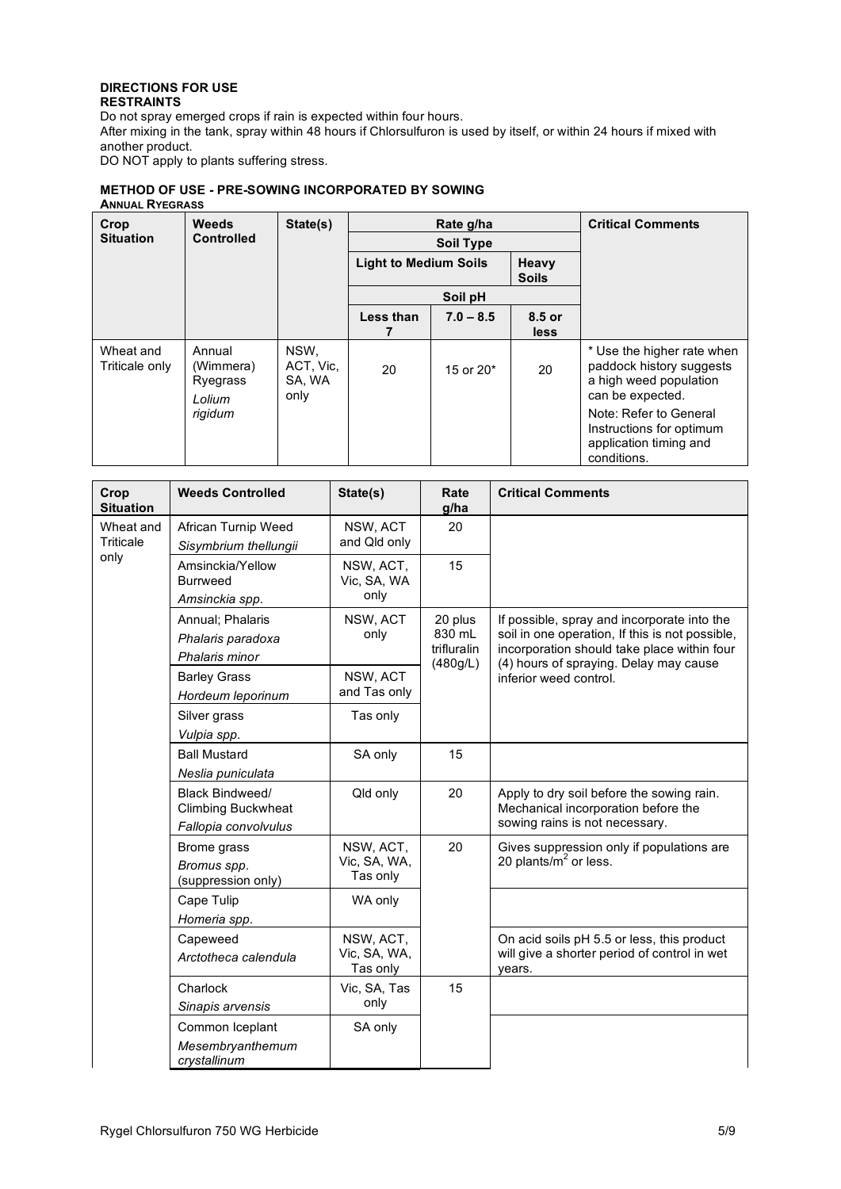## DIRECTIONS FOR USE

### RESTRAINTS

Do not spray emerged crops if rain is expected within four hours.

After mixing in the tank, spray within 48 hours if Chlorsulfuron is used by itself, or within 24 hours if mixed with another product.

DO NOT apply to plants suffering stress.

### METHOD OF USE - PRE-SOWING INCORPORATED BY SOWING

**ANNUAL RYEGRASS**

| Crop Situation | Weeds Controlled | State(s) | Rate g/ha | | | Critical Comments |
|---|---|---|---|---|---|---|
| | | | Soil Type | | | |
| | | | Light to Medium Soils | | Heavy Soils | |
| | | | Soil pH | | | |
| | | | Less than 7 | 7.0 – 8.5 | 8.5 or less | |
| Wheat and Triticale only | Annual (Wimmera) Ryegrass *Lolium rigidum* | NSW, ACT, Vic, SA, WA only | 20 | 15 or 20* | 20 | * Use the higher rate when paddock history suggests a high weed population can be expected. Note: Refer to General Instructions for optimum application timing and conditions. |

| Crop Situation | Weeds Controlled | State(s) | Rate g/ha | Critical Comments |
|---|---|---|---|---|
| Wheat and Triticale only | African Turnip Weed *Sisymbrium thellungii* | NSW, ACT and Qld only | 20 | |
| | Amsinckia/Yellow Burrweed *Amsinckia spp.* | NSW, ACT, Vic, SA, WA only | 15 | |
| | Annual; Phalaris *Phalaris paradoxa* *Phalaris minor* | NSW, ACT only | 20 plus 830 mL trifluralin (480g/L) | If possible, spray and incorporate into the soil in one operation, If this is not possible, incorporation should take place within four (4) hours of spraying. Delay may cause inferior weed control. |
| | Barley Grass *Hordeum leporinum* | NSW, ACT and Tas only | | |
| | Silver grass *Vulpia spp.* | Tas only | | |
| | Ball Mustard *Neslia puniculata* | SA only | 15 | |
| | Black Bindweed/ Climbing Buckwheat *Fallopia convolvulus* | Qld only | 20 | Apply to dry soil before the sowing rain. Mechanical incorporation before the sowing rains is not necessary. |
| | Brome grass *Bromus spp.* (suppression only) | NSW, ACT, Vic, SA, WA, Tas only | 20 | Gives suppression only if populations are 20 plants/m$^2$ or less. |
| | Cape Tulip *Homeria spp.* | WA only | | |
| | Capeweed *Arctotheca calendula* | NSW, ACT, Vic, SA, WA, Tas only | | On acid soils pH 5.5 or less, this product will give a shorter period of control in wet years. |
| | Charlock *Sinapis arvensis* | Vic, SA, Tas only | 15 | |
| | Common Iceplant *Mesembryanthemum crystallinum* | SA only | | |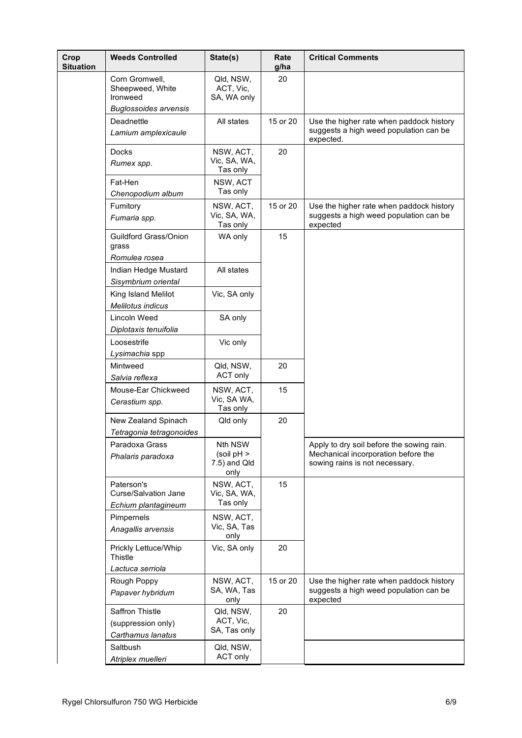| Crop Situation | Weeds Controlled | State(s) | Rate g/ha | Critical Comments |
|---|---|---|---|---|
| | Corn Gromwell, Sheepweed, White Ironweed *Buglossoides arvensis* | Qld, NSW, ACT, Vic, SA, WA only | 20 | |
| | Deadnettle *Lamium amplexicaule* | All states | 15 or 20 | Use the higher rate when paddock history suggests a high weed population can be expected. |
| | Docks *Rumex spp.* | NSW, ACT, Vic, SA, WA, Tas only | 20 | |
| | Fat-Hen *Chenopodium album* | NSW, ACT Tas only | | |
| | Fumitory *Fumaria spp.* | NSW, ACT, Vic, SA, WA, Tas only | 15 or 20 | Use the higher rate when paddock history suggests a high weed population can be expected |
| | Guildford Grass/Onion grass *Romulea rosea* | WA only | 15 | |
| | Indian Hedge Mustard *Sisymbrium oriental* | All states | | |
| | King Island Melilot *Melilotus indicus* | Vic, SA only | | |
| | Lincoln Weed *Diplotaxis tenuifolia* | SA only | | |
| | Loosestrife *Lysimachia* spp | Vic only | | |
| | Mintweed *Salvia reflexa* | Qld, NSW, ACT only | 20 | |
| | Mouse-Ear Chickweed *Cerastium spp.* | NSW, ACT, Vic, SA WA, Tas only | 15 | |
| | New Zealand Spinach *Tetragonia tetragonoides* | Qld only | 20 | |
| | Paradoxa Grass *Phalaris paradoxa* | Nth NSW (soil pH > 7.5) and Qld only | | Apply to dry soil before the sowing rain. Mechanical incorporation before the sowing rains is not necessary. |
| | Paterson's Curse/Salvation Jane *Echium plantagineum* | NSW, ACT, Vic, SA, WA, Tas only | 15 | |
| | Pimpernels *Anagallis arvensis* | NSW, ACT, Vic, SA, Tas only | | |
| | Prickly Lettuce/Whip Thistle *Lactuca serriola* | Vic, SA only | 20 | |
| | Rough Poppy *Papaver hybridum* | NSW, ACT, SA, WA, Tas only | 15 or 20 | Use the higher rate when paddock history suggests a high weed population can be expected |
| | Saffron Thistle (suppression only) *Carthamus lanatus* | Qld, NSW, ACT, Vic, SA, Tas only | 20 | |
| | Saltbush *Atriplex muelleri* | Qld, NSW, ACT only | | |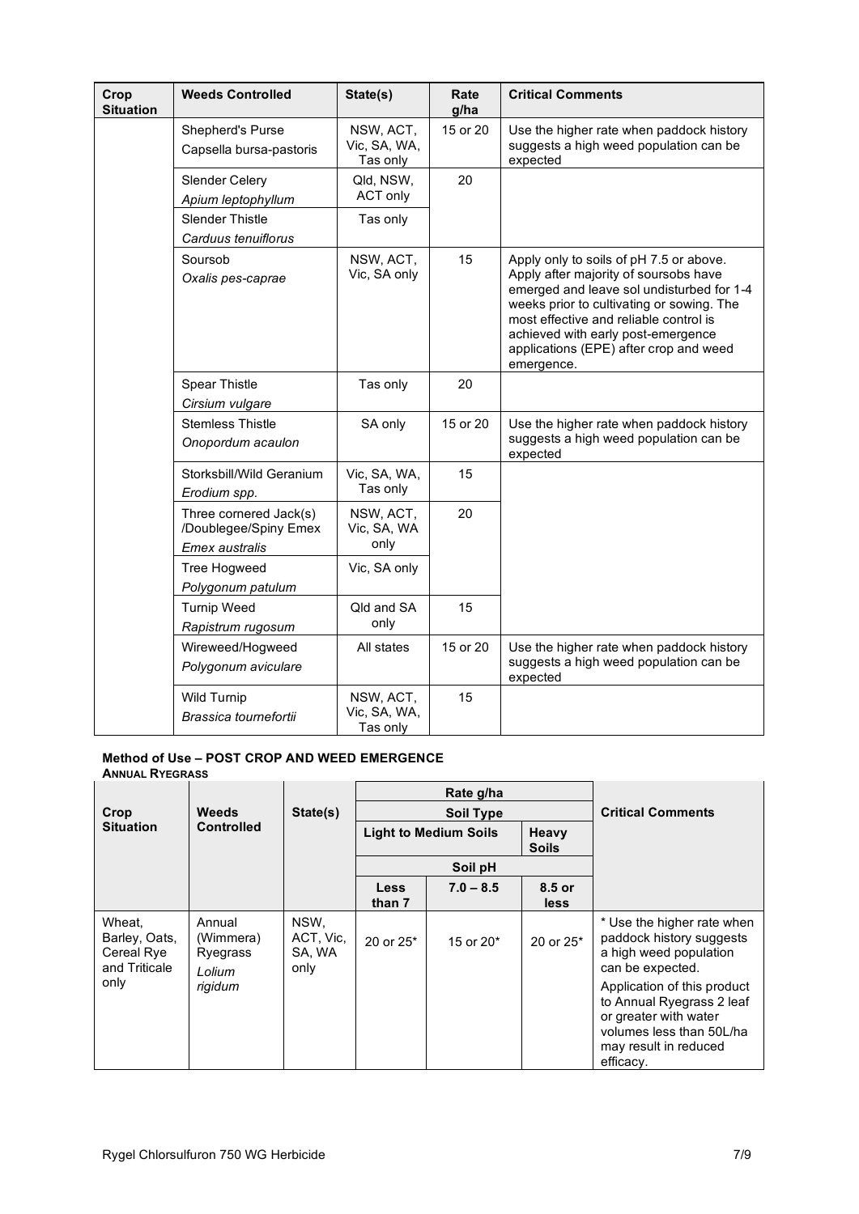| Crop Situation | Weeds Controlled | State(s) | Rate g/ha | Critical Comments |
|---|---|---|---|---|
| | Shepherd's Purse<br>Capsella bursa-pastoris | NSW, ACT, Vic, SA, WA, Tas only | 15 or 20 | Use the higher rate when paddock history suggests a high weed population can be expected |
| | Slender Celery<br>*Apium leptophyllum* | Qld, NSW, ACT only | 20 | |
| | Slender Thistle<br>*Carduus tenuiflorus* | Tas only | | |
| | Soursob<br>*Oxalis pes-caprae* | NSW, ACT, Vic, SA only | 15 | Apply only to soils of pH 7.5 or above. Apply after majority of soursobs have emerged and leave sol undisturbed for 1-4 weeks prior to cultivating or sowing. The most effective and reliable control is achieved with early post-emergence applications (EPE) after crop and weed emergence. |
| | Spear Thistle<br>*Cirsium vulgare* | Tas only | 20 | |
| | Stemless Thistle<br>*Onopordum acaulon* | SA only | 15 or 20 | Use the higher rate when paddock history suggests a high weed population can be expected |
| | Storksbill/Wild Geranium<br>*Erodium spp.* | Vic, SA, WA, Tas only | 15 | |
| | Three cornered Jack(s) /Doublegee/Spiny Emex<br>*Emex australis* | NSW, ACT, Vic, SA, WA only | 20 | |
| | Tree Hogweed<br>*Polygonum patulum* | Vic, SA only | | |
| | Turnip Weed<br>*Rapistrum rugosum* | Qld and SA only | 15 | |
| | Wireweed/Hogweed<br>*Polygonum aviculare* | All states | 15 or 20 | Use the higher rate when paddock history suggests a high weed population can be expected |
| | Wild Turnip<br>*Brassica tournefortii* | NSW, ACT, Vic, SA, WA, Tas only | 15 | |

**Method of Use – POST CROP AND WEED EMERGENCE**
**ANNUAL RYEGRASS**

| Crop Situation | Weeds Controlled | State(s) | Rate g/ha | | | Critical Comments |
|---|---|---|---|---|---|---|
| | | | Soil Type | | | |
| | | | Light to Medium Soils | | Heavy Soils | |
| | | | Soil pH | | | |
| | | | Less than 7 | 7.0 – 8.5 | 8.5 or less | |
| Wheat, Barley, Oats, Cereal Rye and Triticale only | Annual (Wimmera) Ryegrass *Lolium rigidum* | NSW, ACT, Vic, SA, WA only | 20 or 25* | 15 or 20* | 20 or 25* | * Use the higher rate when paddock history suggests a high weed population can be expected.<br>Application of this product to Annual Ryegrass 2 leaf or greater with water volumes less than 50L/ha may result in reduced efficacy. |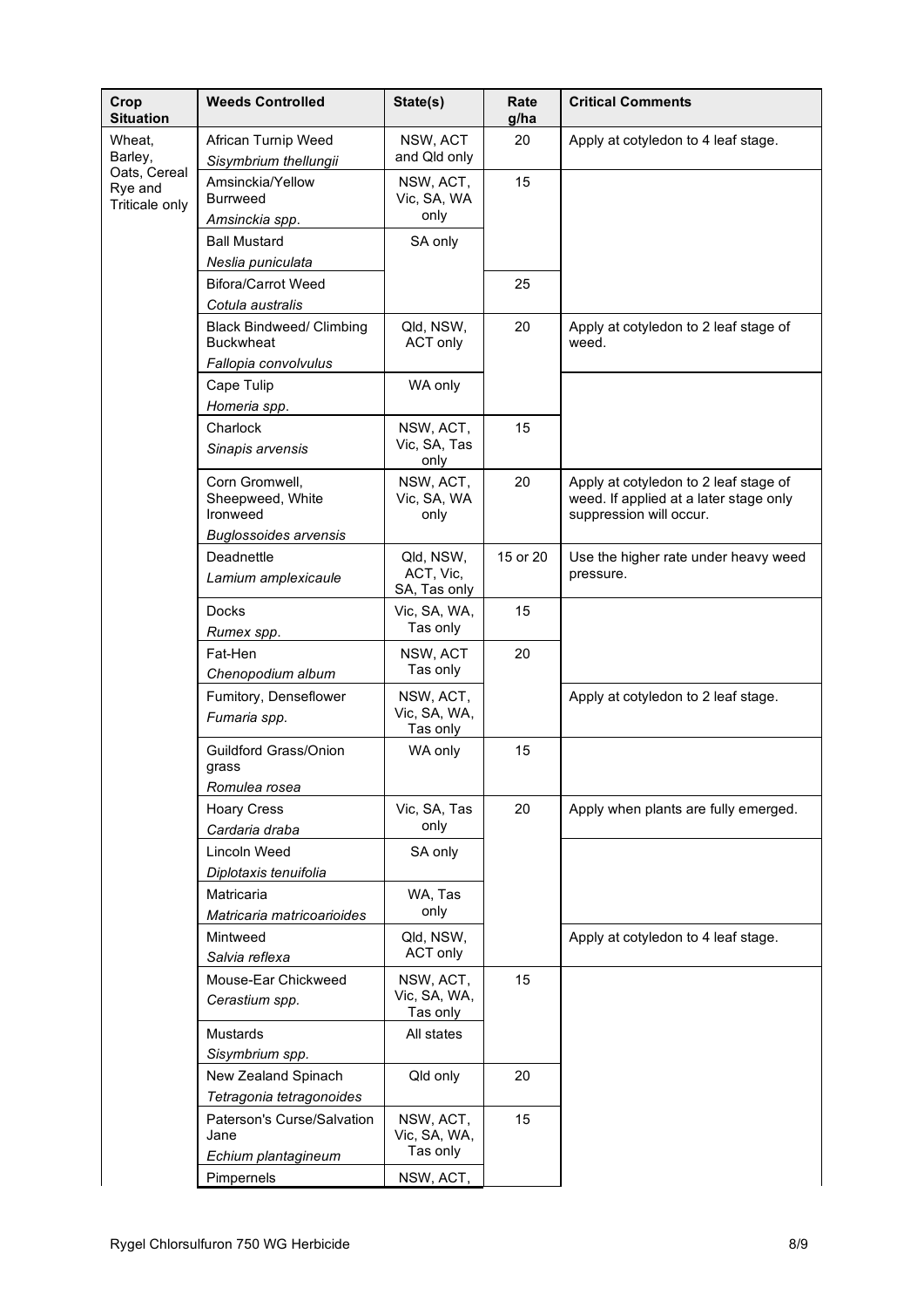| Crop Situation | Weeds Controlled | State(s) | Rate g/ha | Critical Comments |
|---|---|---|---|---|
| Wheat, Barley, Oats, Cereal Rye and Triticale only | African Turnip Weed *Sisymbrium thellungii* | NSW, ACT and Qld only | 20 | Apply at cotyledon to 4 leaf stage. |
| | Amsinckia/Yellow Burrweed *Amsinckia spp.* | NSW, ACT, Vic, SA, WA only | 15 | |
| | Ball Mustard *Neslia puniculata* | SA only | | |
| | Bifora/Carrot Weed *Cotula australis* | | 25 | |
| | Black Bindweed/ Climbing Buckwheat *Fallopia convolvulus* | Qld, NSW, ACT only | 20 | Apply at cotyledon to 2 leaf stage of weed. |
| | Cape Tulip *Homeria spp.* | WA only | | |
| | Charlock *Sinapis arvensis* | NSW, ACT, Vic, SA, Tas only | 15 | |
| | Corn Gromwell, Sheepweed, White Ironweed *Buglossoides arvensis* | NSW, ACT, Vic, SA, WA only | 20 | Apply at cotyledon to 2 leaf stage of weed. If applied at a later stage only suppression will occur. |
| | Deadnettle *Lamium amplexicaule* | Qld, NSW, ACT, Vic, SA, Tas only | 15 or 20 | Use the higher rate under heavy weed pressure. |
| | Docks *Rumex spp.* | Vic, SA, WA, Tas only | 15 | |
| | Fat-Hen *Chenopodium album* | NSW, ACT Tas only | 20 | |
| | Fumitory, Denseflower *Fumaria spp.* | NSW, ACT, Vic, SA, WA, Tas only | | Apply at cotyledon to 2 leaf stage. |
| | Guildford Grass/Onion grass *Romulea rosea* | WA only | 15 | |
| | Hoary Cress *Cardaria draba* | Vic, SA, Tas only | 20 | Apply when plants are fully emerged. |
| | Lincoln Weed *Diplotaxis tenuifolia* | SA only | | |
| | Matricaria *Matricaria matricoarioides* | WA, Tas only | | |
| | Mintweed *Salvia reflexa* | Qld, NSW, ACT only | | Apply at cotyledon to 4 leaf stage. |
| | Mouse-Ear Chickweed *Cerastium spp.* | NSW, ACT, Vic, SA, WA, Tas only | 15 | |
| | Mustards *Sisymbrium spp.* | All states | | |
| | New Zealand Spinach *Tetragonia tetragonoides* | Qld only | 20 | |
| | Paterson's Curse/Salvation Jane *Echium plantagineum* | NSW, ACT, Vic, SA, WA, Tas only | 15 | |
| | Pimpernels | NSW, ACT, | | |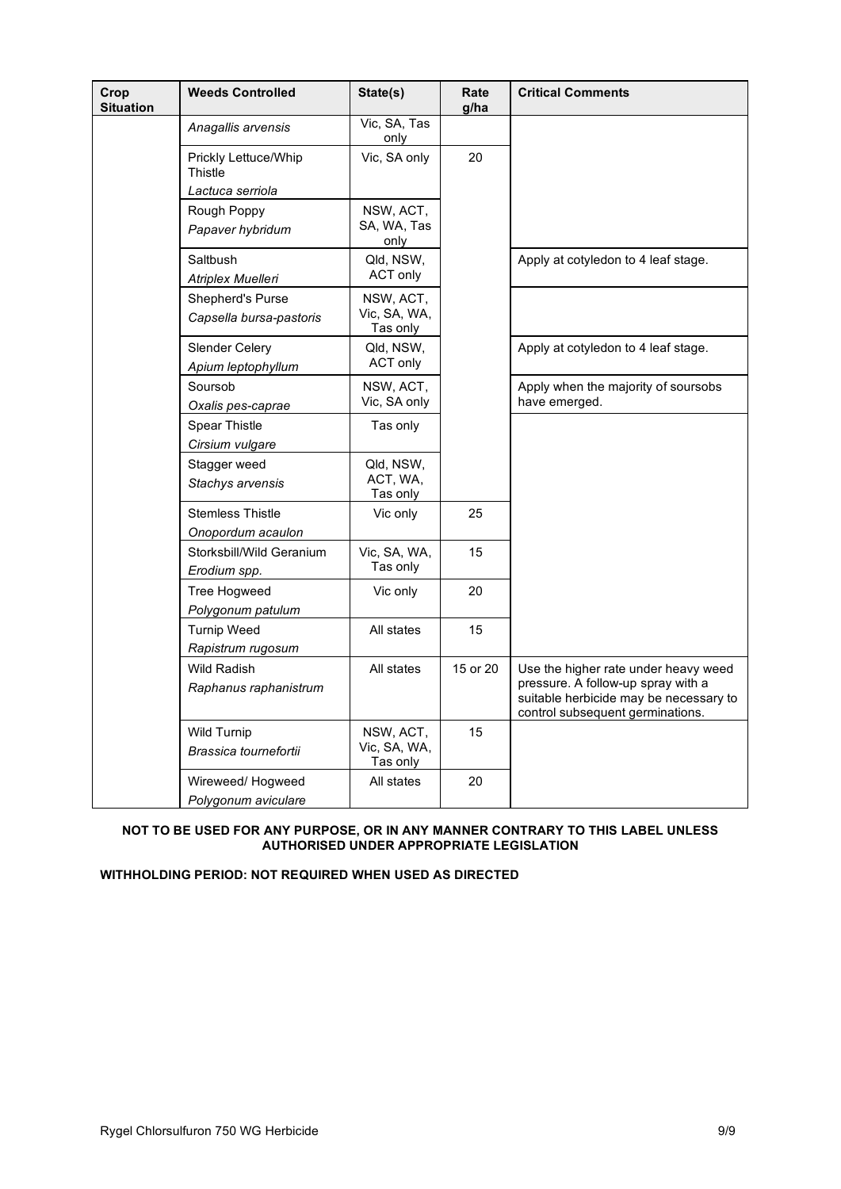| Crop Situation | Weeds Controlled | State(s) | Rate g/ha | Critical Comments |
|---|---|---|---|---|
| | *Anagallis arvensis* | Vic, SA, Tas only | | |
| | Prickly Lettuce/Whip Thistle<br>*Lactuca serriola* | Vic, SA only | 20 | |
| | Rough Poppy<br>*Papaver hybridum* | NSW, ACT, SA, WA, Tas only | | |
| | Saltbush<br>*Atriplex Muelleri* | Qld, NSW, ACT only | | Apply at cotyledon to 4 leaf stage. |
| | Shepherd's Purse<br>*Capsella bursa-pastoris* | NSW, ACT, Vic, SA, WA, Tas only | | |
| | Slender Celery<br>*Apium leptophyllum* | Qld, NSW, ACT only | | Apply at cotyledon to 4 leaf stage. |
| | Soursob<br>*Oxalis pes-caprae* | NSW, ACT, Vic, SA only | | Apply when the majority of soursobs have emerged. |
| | Spear Thistle<br>*Cirsium vulgare* | Tas only | | |
| | Stagger weed<br>*Stachys arvensis* | Qld, NSW, ACT, WA, Tas only | | |
| | Stemless Thistle<br>*Onopordum acaulon* | Vic only | 25 | |
| | Storksbill/Wild Geranium<br>*Erodium spp.* | Vic, SA, WA, Tas only | 15 | |
| | Tree Hogweed<br>*Polygonum patulum* | Vic only | 20 | |
| | Turnip Weed<br>*Rapistrum rugosum* | All states | 15 | |
| | Wild Radish<br>*Raphanus raphanistrum* | All states | 15 or 20 | Use the higher rate under heavy weed pressure. A follow-up spray with a suitable herbicide may be necessary to control subsequent germinations. |
| | Wild Turnip<br>*Brassica tournefortii* | NSW, ACT, Vic, SA, WA, Tas only | 15 | |
| | Wireweed/ Hogweed<br>*Polygonum aviculare* | All states | 20 | |

**NOT TO BE USED FOR ANY PURPOSE, OR IN ANY MANNER CONTRARY TO THIS LABEL UNLESS AUTHORISED UNDER APPROPRIATE LEGISLATION**

**WITHHOLDING PERIOD: NOT REQUIRED WHEN USED AS DIRECTED**